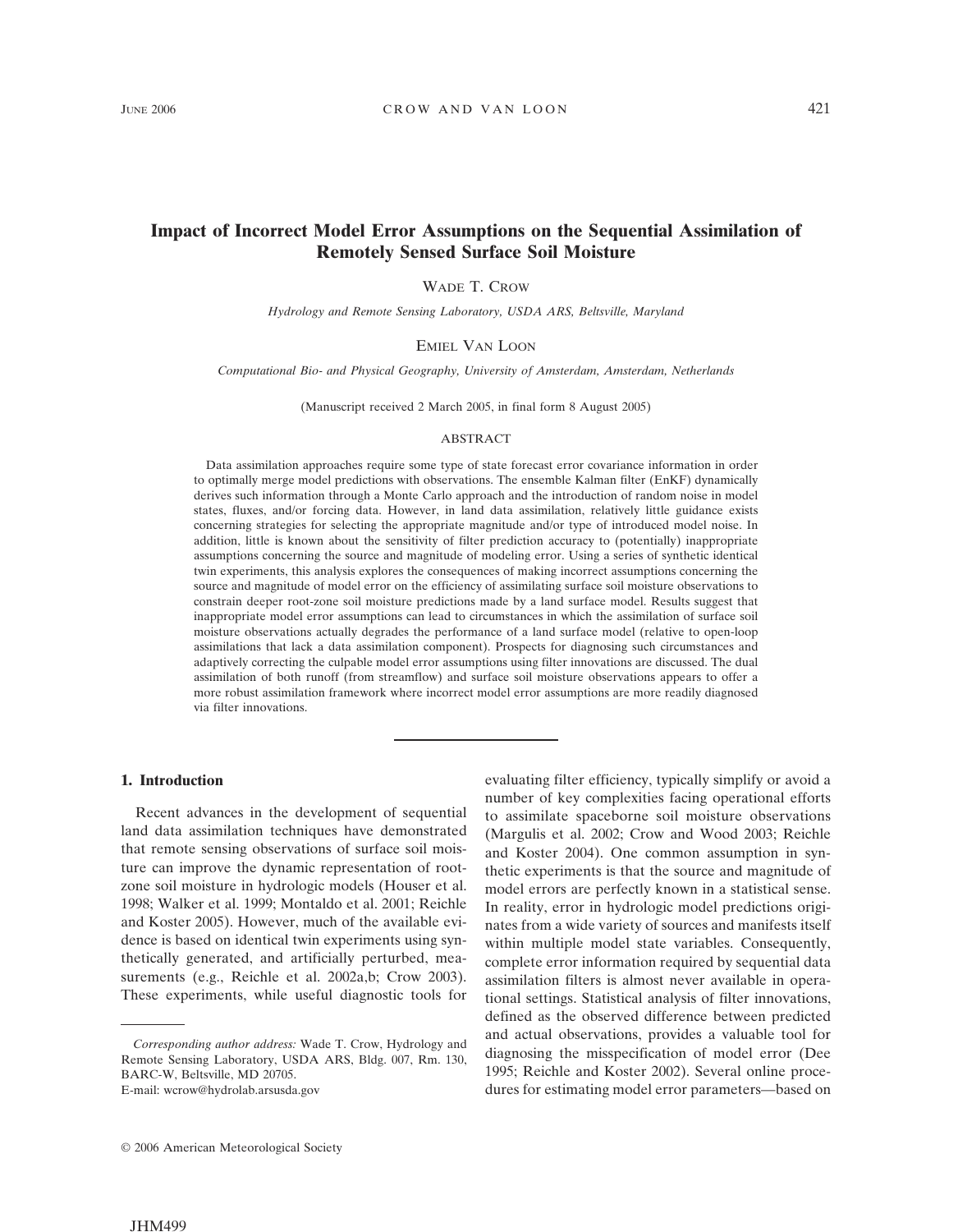# Impact of Incorrect Model Error Assumptions on the Sequential Assimilation of Remotely Sensed Surface Soil Moisture

WADE T. CROW

*Hydrology and Remote Sensing Laboratory, USDA ARS, Beltsville, Maryland*

EMIEL VAN LOON

*Computational Bio- and Physical Geography, University of Amsterdam, Amsterdam, Netherlands*

(Manuscript received 2 March 2005, in final form 8 August 2005)

## ABSTRACT

Data assimilation approaches require some type of state forecast error covariance information in order to optimally merge model predictions with observations. The ensemble Kalman filter (EnKF) dynamically derives such information through a Monte Carlo approach and the introduction of random noise in model states, fluxes, and/or forcing data. However, in land data assimilation, relatively little guidance exists concerning strategies for selecting the appropriate magnitude and/or type of introduced model noise. In addition, little is known about the sensitivity of filter prediction accuracy to (potentially) inappropriate assumptions concerning the source and magnitude of modeling error. Using a series of synthetic identical twin experiments, this analysis explores the consequences of making incorrect assumptions concerning the source and magnitude of model error on the efficiency of assimilating surface soil moisture observations to constrain deeper root-zone soil moisture predictions made by a land surface model. Results suggest that inappropriate model error assumptions can lead to circumstances in which the assimilation of surface soil moisture observations actually degrades the performance of a land surface model (relative to open-loop assimilations that lack a data assimilation component). Prospects for diagnosing such circumstances and adaptively correcting the culpable model error assumptions using filter innovations are discussed. The dual assimilation of both runoff (from streamflow) and surface soil moisture observations appears to offer a more robust assimilation framework where incorrect model error assumptions are more readily diagnosed via filter innovations.

## 1. Introduction

Recent advances in the development of sequential land data assimilation techniques have demonstrated that remote sensing observations of surface soil moisture can improve the dynamic representation of root-zone soil moisture in hydrologic models (Houser et al. 1998; Walker et al. 1999; Montaldo et al. 2001; Reichle and Koster 2005). However, much of the available evidence is based on identical twin experiments using synthetically generated, and artificially perturbed, measurements (e.g., Reichle et al. 2002a,b; Crow 2003). These experiments, while useful diagnostic tools for evaluating filter efficiency, typically simplify or avoid a number of key complexities facing operational efforts to assimilate spaceborne soil moisture observations (Margulis et al. 2002; Crow and Wood 2003; Reichle and Koster 2004). One common assumption in synthetic experiments is that the source and magnitude of model errors are perfectly known in a statistical sense. In reality, error in hydrologic model predictions originates from a wide variety of sources and manifests itself within multiple model state variables. Consequently, complete error information required by sequential data assimilation filters is almost never available in operational settings. Statistical analysis of filter innovations, defined as the observed difference between predicted and actual observations, provides a valuable tool for diagnosing the misspecification of model error (Dee 1995; Reichle and Koster 2002). Several online procedures for estimating model error parameters—based on

*Corresponding author address:* Wade T. Crow, Hydrology and Remote Sensing Laboratory, USDA ARS, Bldg. 007, Rm. 130, BARC-W, Beltsville, MD 20705.
E-mail: wcrow@hydrolab.arsusda.gov

© 2006 American Meteorological Society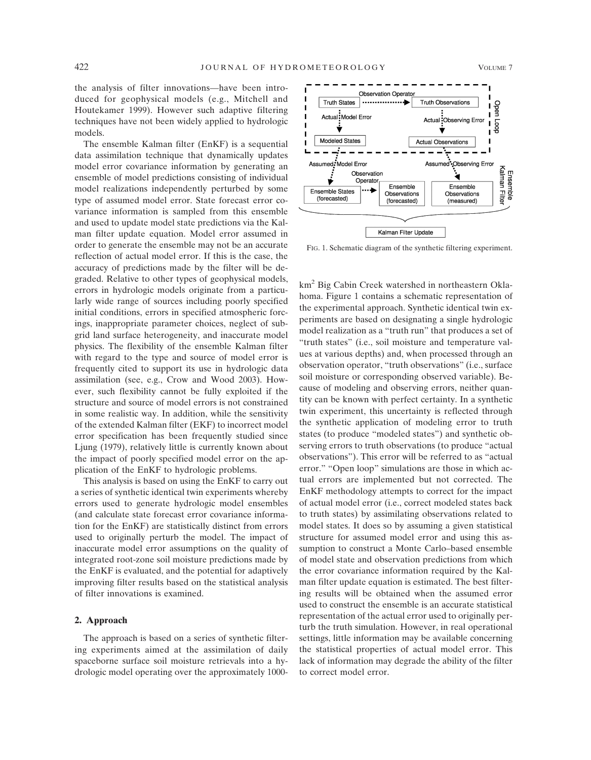the analysis of filter innovations—have been introduced for geophysical models (e.g., Mitchell and Houtekamer 1999). However such adaptive filtering techniques have not been widely applied to hydrologic models.

The ensemble Kalman filter (EnKF) is a sequential data assimilation technique that dynamically updates model error covariance information by generating an ensemble of model predictions consisting of individual model realizations independently perturbed by some type of assumed model error. State forecast error covariance information is sampled from this ensemble and used to update model state predictions via the Kalman filter update equation. Model error assumed in order to generate the ensemble may not be an accurate reflection of actual model error. If this is the case, the accuracy of predictions made by the filter will be degraded. Relative to other types of geophysical models, errors in hydrologic models originate from a particularly wide range of sources including poorly specified initial conditions, errors in specified atmospheric forcings, inappropriate parameter choices, neglect of subgrid land surface heterogeneity, and inaccurate model physics. The flexibility of the ensemble Kalman filter with regard to the type and source of model error is frequently cited to support its use in hydrologic data assimilation (see, e.g., Crow and Wood 2003). However, such flexibility cannot be fully exploited if the structure and source of model errors is not constrained in some realistic way. In addition, while the sensitivity of the extended Kalman filter (EKF) to incorrect model error specification has been frequently studied since Ljung (1979), relatively little is currently known about the impact of poorly specified model error on the application of the EnKF to hydrologic problems.

This analysis is based on using the EnKF to carry out a series of synthetic identical twin experiments whereby errors used to generate hydrologic model ensembles (and calculate state forecast error covariance information for the EnKF) are statistically distinct from errors used to originally perturb the model. The impact of inaccurate model error assumptions on the quality of integrated root-zone soil moisture predictions made by the EnKF is evaluated, and the potential for adaptively improving filter results based on the statistical analysis of filter innovations is examined.

## 2. Approach

The approach is based on a series of synthetic filtering experiments aimed at the assimilation of daily spaceborne surface soil moisture retrievals into a hydrologic model operating over the approximately 1000-$km^2$ Big Cabin Creek watershed in northeastern Oklahoma. Figure 1 contains a schematic representation of the experimental approach. Synthetic identical twin experiments are based on designating a single hydrologic model realization as a "truth run" that produces a set of "truth states" (i.e., soil moisture and temperature values at various depths) and, when processed through an observation operator, "truth observations" (i.e., surface soil moisture or corresponding observed variable). Because of modeling and observing errors, neither quantity can be known with perfect certainty. In a synthetic twin experiment, this uncertainty is reflected through the synthetic application of modeling error to truth states (to produce "modeled states") and synthetic observing errors to truth observations (to produce "actual observations"). This error will be referred to as "actual error." "Open loop" simulations are those in which actual errors are implemented but not corrected. The EnKF methodology attempts to correct for the impact of actual model error (i.e., correct modeled states back to truth states) by assimilating observations related to model states. It does so by assuming a given statistical structure for assumed model error and using this assumption to construct a Monte Carlo–based ensemble of model state and observation predictions from which the error covariance information required by the Kalman filter update equation is estimated. The best filtering results will be obtained when the assumed error used to construct the ensemble is an accurate statistical representation of the actual error used to originally perturb the truth simulation. However, in real operational settings, little information may be available concerning the statistical properties of actual model error. This lack of information may degrade the ability of the filter to correct model error.

FIG. 1. Schematic diagram of the synthetic filtering experiment.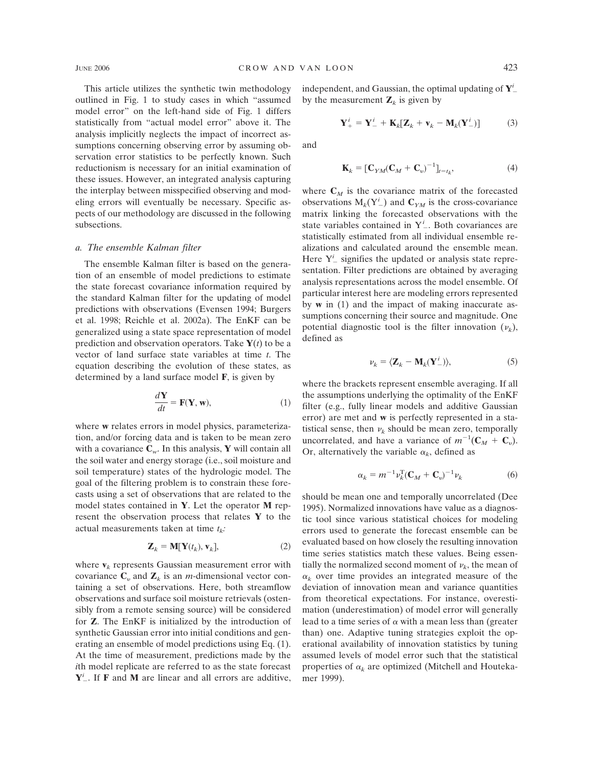This article utilizes the synthetic twin methodology outlined in Fig. 1 to study cases in which "assumed model error" on the left-hand side of Fig. 1 differs statistically from "actual model error" above it. The analysis implicitly neglects the impact of incorrect assumptions concerning observing error by assuming observation error statistics to be perfectly known. Such reductionism is necessary for an initial examination of these issues. However, an integrated analysis capturing the interplay between misspecified observing and modeling errors will eventually be necessary. Specific aspects of our methodology are discussed in the following subsections.

### *a. The ensemble Kalman filter*

The ensemble Kalman filter is based on the generation of an ensemble of model predictions to estimate the state forecast covariance information required by the standard Kalman filter for the updating of model predictions with observations (Evensen 1994; Burgers et al. 1998; Reichle et al. 2002a). The EnKF can be generalized using a state space representation of model prediction and observation operators. Take $\mathbf{Y}(t)$ to be a vector of land surface state variables at time $t$. The equation describing the evolution of these states, as determined by a land surface model $\mathbf{F}$, is given by

$$\frac{d\mathbf{Y}}{dt} = \mathbf{F}(\mathbf{Y}, \mathbf{w}), \tag{1}$$

where $\mathbf{w}$ relates errors in model physics, parameterization, and/or forcing data and is taken to be mean zero with a covariance $\mathbf{C}_w$. In this analysis, $\mathbf{Y}$ will contain all the soil water and energy storage (i.e., soil moisture and soil temperature) states of the hydrologic model. The goal of the filtering problem is to constrain these forecasts using a set of observations that are related to the model states contained in $\mathbf{Y}$. Let the operator $\mathbf{M}$ represent the observation process that relates $\mathbf{Y}$ to the actual measurements taken at time $t_k$:

$$\mathbf{Z}_k = \mathbf{M}[\mathbf{Y}(t_k), \mathbf{v}_k], \tag{2}$$

where $\mathbf{v}_k$ represents Gaussian measurement error with covariance $\mathbf{C}_v$ and $\mathbf{Z}_k$ is an $m$-dimensional vector containing a set of observations. Here, both streamflow observations and surface soil moisture retrievals (ostensibly from a remote sensing source) will be considered for $\mathbf{Z}$. The EnKF is initialized by the introduction of synthetic Gaussian error into initial conditions and generating an ensemble of model predictions using Eq. (1). At the time of measurement, predictions made by the $i$th model replicate are referred to as the state forecast $\mathbf{Y}^i_-$. If $\mathbf{F}$ and $\mathbf{M}$ are linear and all errors are additive, independent, and Gaussian, the optimal updating of $\mathbf{Y}^i_-$ by the measurement $\mathbf{Z}_k$ is given by

$$\mathbf{Y}^i_+ = \mathbf{Y}^i_- + \mathbf{K}_k[\mathbf{Z}_k + \mathbf{v}_k - \mathbf{M}_k(\mathbf{Y}^i_-)] \tag{3}$$

and

$$\mathbf{K}_k = [\mathbf{C}_{YM}(\mathbf{C}_M + \mathbf{C}_v)^{-1}]_{t=t_k}, \tag{4}$$

where $\mathbf{C}_M$ is the covariance matrix of the forecasted observations $\mathrm{M}_k(\mathrm{Y}^i_-)$ and $\mathbf{C}_{YM}$ is the cross-covariance matrix linking the forecasted observations with the state variables contained in $\mathrm{Y}^i_-$. Both covariances are statistically estimated from all individual ensemble realizations and calculated around the ensemble mean. Here $\mathrm{Y}^i_-$ signifies the updated or analysis state representation. Filter predictions are obtained by averaging analysis representations across the model ensemble. Of particular interest here are modeling errors represented by $\mathbf{w}$ in (1) and the impact of making inaccurate assumptions concerning their source and magnitude. One potential diagnostic tool is the filter innovation ($\nu_k$), defined as

$$\nu_k = \langle \mathbf{Z}_k - \mathbf{M}_k(\mathbf{Y}^i_-) \rangle, \tag{5}$$

where the brackets represent ensemble averaging. If all the assumptions underlying the optimality of the EnKF filter (e.g., fully linear models and additive Gaussian error) are met and $\mathbf{w}$ is perfectly represented in a statistical sense, then $\nu_k$ should be mean zero, temporally uncorrelated, and have a variance of $m^{-1}(\mathbf{C}_M + \mathbf{C}_v)$. Or, alternatively the variable $\alpha_k$, defined as

$$\alpha_k = m^{-1}\nu_k^{\mathrm{T}}(\mathbf{C}_M + \mathbf{C}_v)^{-1}\nu_k \tag{6}$$

should be mean one and temporally uncorrelated (Dee 1995). Normalized innovations have value as a diagnostic tool since various statistical choices for modeling errors used to generate the forecast ensemble can be evaluated based on how closely the resulting innovation time series statistics match these values. Being essentially the normalized second moment of $\nu_k$, the mean of $\alpha_k$ over time provides an integrated measure of the deviation of innovation mean and variance quantities from theoretical expectations. For instance, overestimation (underestimation) of model error will generally lead to a time series of $\alpha$ with a mean less than (greater than) one. Adaptive tuning strategies exploit the operational availability of innovation statistics by tuning assumed levels of model error such that the statistical properties of $\alpha_k$ are optimized (Mitchell and Houtekamer 1999).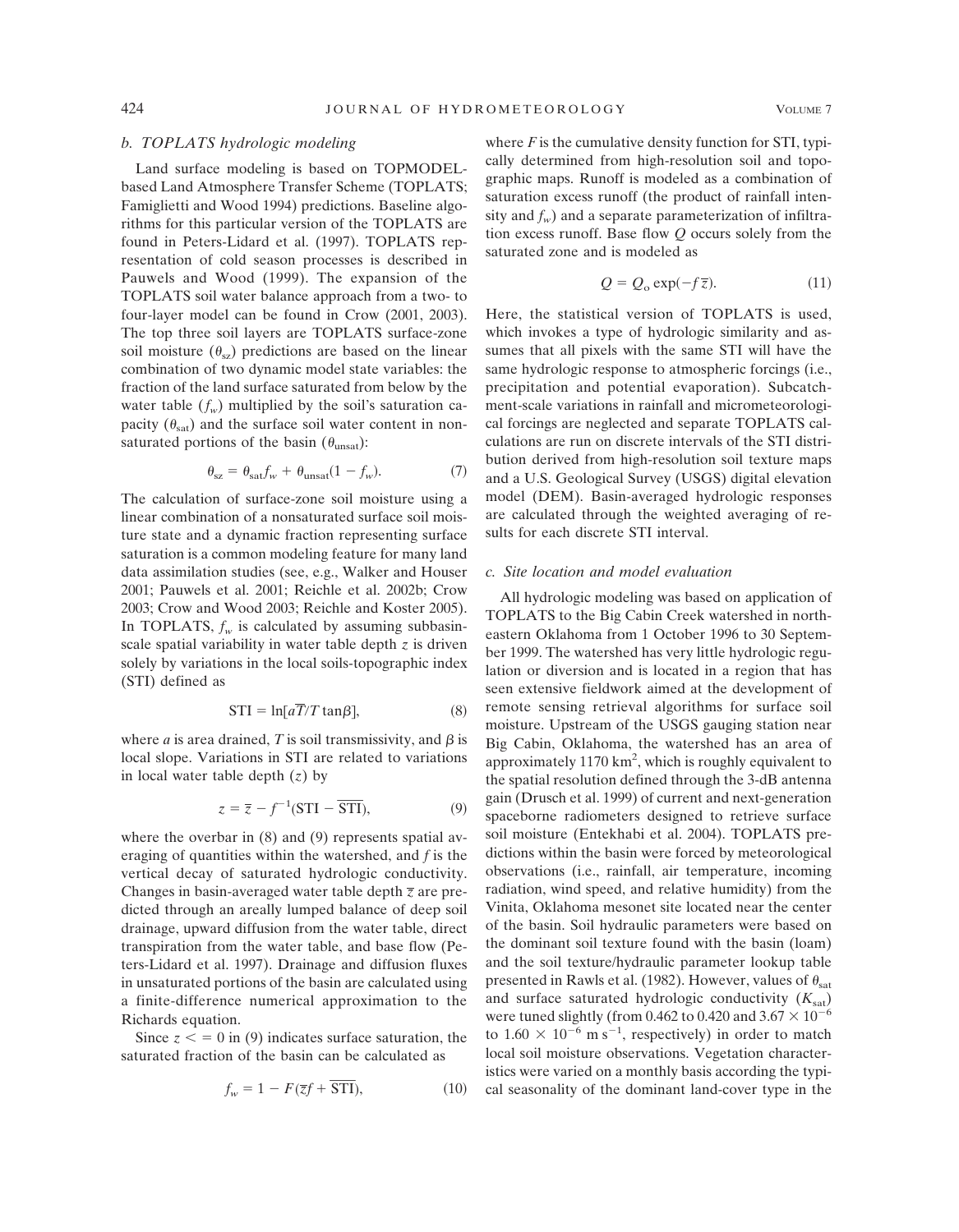### b. TOPLATS hydrologic modeling

Land surface modeling is based on TOPMODEL-based Land Atmosphere Transfer Scheme (TOPLATS; Famiglietti and Wood 1994) predictions. Baseline algorithms for this particular version of the TOPLATS are found in Peters-Lidard et al. (1997). TOPLATS representation of cold season processes is described in Pauwels and Wood (1999). The expansion of the TOPLATS soil water balance approach from a two- to four-layer model can be found in Crow (2001, 2003). The top three soil layers are TOPLATS surface-zone soil moisture ($\theta_{sz}$) predictions are based on the linear combination of two dynamic model state variables: the fraction of the land surface saturated from below by the water table ($f_w$) multiplied by the soil's saturation capacity ($\theta_{sat}$) and the surface soil water content in nonsaturated portions of the basin ($\theta_{unsat}$):

$$\theta_{sz} = \theta_{sat} f_w + \theta_{unsat}(1 - f_w). \tag{7}$$

The calculation of surface-zone soil moisture using a linear combination of a nonsaturated surface soil moisture state and a dynamic fraction representing surface saturation is a common modeling feature for many land data assimilation studies (see, e.g., Walker and Houser 2001; Pauwels et al. 2001; Reichle et al. 2002b; Crow 2003; Crow and Wood 2003; Reichle and Koster 2005). In TOPLATS, $f_w$ is calculated by assuming subbasin-scale spatial variability in water table depth $z$ is driven solely by variations in the local soils-topographic index (STI) defined as

$$\text{STI} = \ln[a\overline{T}/T \tan\beta], \tag{8}$$

where $a$ is area drained, $T$ is soil transmissivity, and $\beta$ is local slope. Variations in STI are related to variations in local water table depth ($z$) by

$$z = \overline{z} - f^{-1}(\text{STI} - \overline{\text{STI}}), \tag{9}$$

where the overbar in (8) and (9) represents spatial averaging of quantities within the watershed, and $f$ is the vertical decay of saturated hydrologic conductivity. Changes in basin-averaged water table depth $\overline{z}$ are predicted through an areally lumped balance of deep soil drainage, upward diffusion from the water table, direct transpiration from the water table, and base flow (Peters-Lidard et al. 1997). Drainage and diffusion fluxes in unsaturated portions of the basin are calculated using a finite-difference numerical approximation to the Richards equation.

Since $z <= 0$ in (9) indicates surface saturation, the saturated fraction of the basin can be calculated as

$$f_w = 1 - F(\overline{z}f + \overline{\text{STI}}), \tag{10}$$

where $F$ is the cumulative density function for STI, typically determined from high-resolution soil and topographic maps. Runoff is modeled as a combination of saturation excess runoff (the product of rainfall intensity and $f_w$) and a separate parameterization of infiltration excess runoff. Base flow $Q$ occurs solely from the saturated zone and is modeled as

$$Q = Q_o \exp(-f\overline{z}). \tag{11}$$

Here, the statistical version of TOPLATS is used, which invokes a type of hydrologic similarity and assumes that all pixels with the same STI will have the same hydrologic response to atmospheric forcings (i.e., precipitation and potential evaporation). Subcatchment-scale variations in rainfall and micrometeorological forcings are neglected and separate TOPLATS calculations are run on discrete intervals of the STI distribution derived from high-resolution soil texture maps and a U.S. Geological Survey (USGS) digital elevation model (DEM). Basin-averaged hydrologic responses are calculated through the weighted averaging of results for each discrete STI interval.

### c. Site location and model evaluation

All hydrologic modeling was based on application of TOPLATS to the Big Cabin Creek watershed in northeastern Oklahoma from 1 October 1996 to 30 September 1999. The watershed has very little hydrologic regulation or diversion and is located in a region that has seen extensive fieldwork aimed at the development of remote sensing retrieval algorithms for surface soil moisture. Upstream of the USGS gauging station near Big Cabin, Oklahoma, the watershed has an area of approximately 1170 km$^2$, which is roughly equivalent to the spatial resolution defined through the 3-dB antenna gain (Drusch et al. 1999) of current and next-generation spaceborne radiometers designed to retrieve surface soil moisture (Entekhabi et al. 2004). TOPLATS predictions within the basin were forced by meteorological observations (i.e., rainfall, air temperature, incoming radiation, wind speed, and relative humidity) from the Vinita, Oklahoma mesonet site located near the center of the basin. Soil hydraulic parameters were based on the dominant soil texture found with the basin (loam) and the soil texture/hydraulic parameter lookup table presented in Rawls et al. (1982). However, values of $\theta_{sat}$ and surface saturated hydrologic conductivity ($K_{sat}$) were tuned slightly (from 0.462 to 0.420 and $3.67 \times 10^{-6}$ to $1.60 \times 10^{-6}$ m s$^{-1}$, respectively) in order to match local soil moisture observations. Vegetation characteristics were varied on a monthly basis according the typical seasonality of the dominant land-cover type in the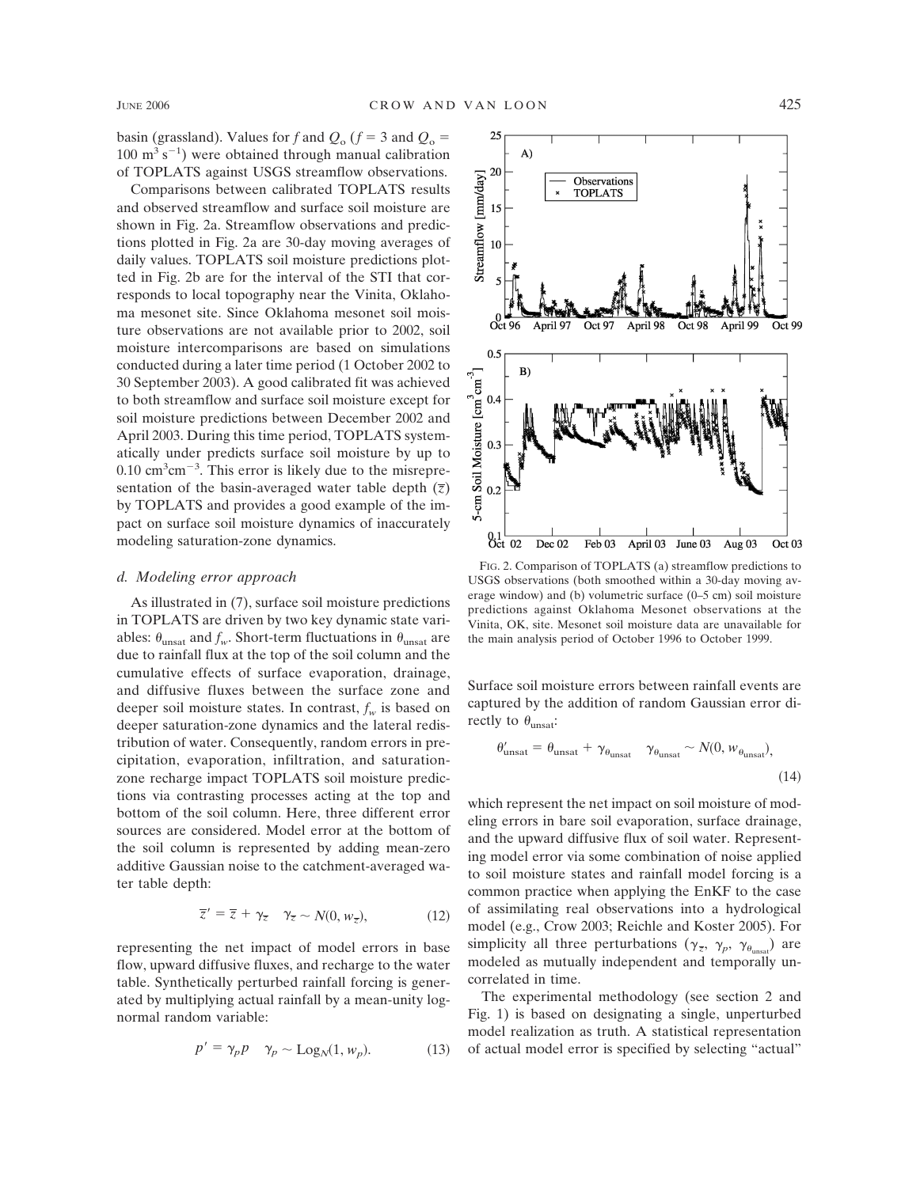basin (grassland). Values for $f$ and $Q_o$ ($f = 3$ and $Q_o = 100\ \mathrm{m^3\,s^{-1}}$) were obtained through manual calibration of TOPLATS against USGS streamflow observations.

Comparisons between calibrated TOPLATS results and observed streamflow and surface soil moisture are shown in Fig. 2a. Streamflow observations and predictions plotted in Fig. 2a are 30-day moving averages of daily values. TOPLATS soil moisture predictions plotted in Fig. 2b are for the interval of the STI that corresponds to local topography near the Vinita, Oklahoma mesonet site. Since Oklahoma mesonet soil moisture observations are not available prior to 2002, soil moisture intercomparisons are based on simulations conducted during a later time period (1 October 2002 to 30 September 2003). A good calibrated fit was achieved to both streamflow and surface soil moisture except for soil moisture predictions between December 2002 and April 2003. During this time period, TOPLATS systematically under predicts surface soil moisture by up to $0.10\ \mathrm{cm^3cm^{-3}}$. This error is likely due to the misrepresentation of the basin-averaged water table depth ($\overline{z}$) by TOPLATS and provides a good example of the impact on surface soil moisture dynamics of inaccurately modeling saturation-zone dynamics.

FIG. 2. Comparison of TOPLATS (a) streamflow predictions to USGS observations (both smoothed within a 30-day moving average window) and (b) volumetric surface (0–5 cm) soil moisture predictions against Oklahoma Mesonet observations at the Vinita, OK, site. Mesonet soil moisture data are unavailable for the main analysis period of October 1996 to October 1999.

### d. *Modeling error approach*

As illustrated in (7), surface soil moisture predictions in TOPLATS are driven by two key dynamic state variables: $\theta_{\mathrm{unsat}}$ and $f_w$. Short-term fluctuations in $\theta_{\mathrm{unsat}}$ are due to rainfall flux at the top of the soil column and the cumulative effects of surface evaporation, drainage, and diffusive fluxes between the surface zone and deeper soil moisture states. In contrast, $f_w$ is based on deeper saturation-zone dynamics and the lateral redistribution of water. Consequently, random errors in precipitation, evaporation, infiltration, and saturation-zone recharge impact TOPLATS soil moisture predictions via contrasting processes acting at the top and bottom of the soil column. Here, three different error sources are considered. Model error at the bottom of the soil column is represented by adding mean-zero additive Gaussian noise to the catchment-averaged water table depth:

$$\overline{z}' = \overline{z} + \gamma_{\overline{z}} \quad \gamma_{\overline{z}} \sim N(0, w_{\overline{z}}), \tag{12}$$

representing the net impact of model errors in base flow, upward diffusive fluxes, and recharge to the water table. Synthetically perturbed rainfall forcing is generated by multiplying actual rainfall by a mean-unity lognormal random variable:

$$p' = \gamma_p p \quad \gamma_p \sim \mathrm{Log}_N(1, w_p). \tag{13}$$

Surface soil moisture errors between rainfall events are captured by the addition of random Gaussian error directly to $\theta_{\mathrm{unsat}}$:

$$\theta'_{\mathrm{unsat}} = \theta_{\mathrm{unsat}} + \gamma_{\theta_{\mathrm{unsat}}} \quad \gamma_{\theta_{\mathrm{unsat}}} \sim N(0, w_{\theta_{\mathrm{unsat}}}), \tag{14}$$

which represent the net impact on soil moisture of modeling errors in bare soil evaporation, surface drainage, and the upward diffusive flux of soil water. Representing model error via some combination of noise applied to soil moisture states and rainfall model forcing is a common practice when applying the EnKF to the case of assimilating real observations into a hydrological model (e.g., Crow 2003; Reichle and Koster 2005). For simplicity all three perturbations ($\gamma_{\overline{z}}$, $\gamma_p$, $\gamma_{\theta_{\mathrm{unsat}}}$) are modeled as mutually independent and temporally uncorrelated in time.

The experimental methodology (see section 2 and Fig. 1) is based on designating a single, unperturbed model realization as truth. A statistical representation of actual model error is specified by selecting "actual"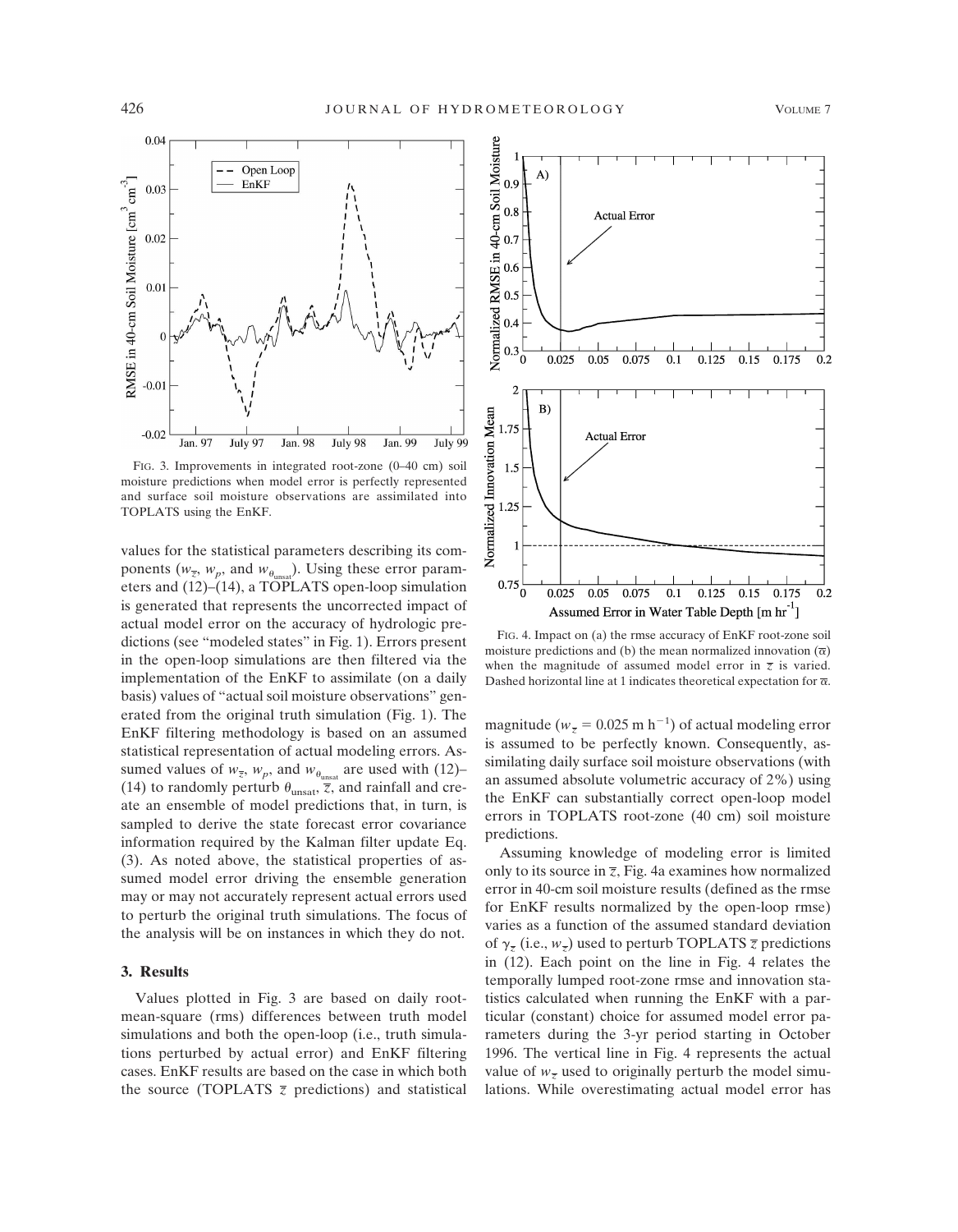FIG. 3. Improvements in integrated root-zone (0–40 cm) soil moisture predictions when model error is perfectly represented and surface soil moisture observations are assimilated into TOPLATS using the EnKF.

FIG. 4. Impact on (a) the rmse accuracy of EnKF root-zone soil moisture predictions and (b) the mean normalized innovation ($\overline{\alpha}$) when the magnitude of assumed model error in $\overline{z}$ is varied. Dashed horizontal line at 1 indicates theoretical expectation for $\overline{\alpha}$.

values for the statistical parameters describing its components ($w_{\overline{z}}$, $w_p$, and $w_{\theta_{\text{unsat}}}$). Using these error parameters and (12)–(14), a TOPLATS open-loop simulation is generated that represents the uncorrected impact of actual model error on the accuracy of hydrologic predictions (see "modeled states" in Fig. 1). Errors present in the open-loop simulations are then filtered via the implementation of the EnKF to assimilate (on a daily basis) values of "actual soil moisture observations" generated from the original truth simulation (Fig. 1). The EnKF filtering methodology is based on an assumed statistical representation of actual modeling errors. Assumed values of $w_{\overline{z}}$, $w_p$, and $w_{\theta_{\text{unsat}}}$ are used with (12)–(14) to randomly perturb $\theta_{\text{unsat}}$, $\overline{z}$, and rainfall and create an ensemble of model predictions that, in turn, is sampled to derive the state forecast error covariance information required by the Kalman filter update Eq. (3). As noted above, the statistical properties of assumed model error driving the ensemble generation may or may not accurately represent actual errors used to perturb the original truth simulations. The focus of the analysis will be on instances in which they do not.

## 3. Results

Values plotted in Fig. 3 are based on daily root-mean-square (rms) differences between truth model simulations and both the open-loop (i.e., truth simulations perturbed by actual error) and EnKF filtering cases. EnKF results are based on the case in which both the source (TOPLATS $\overline{z}$ predictions) and statistical magnitude ($w_{\overline{z}} = 0.025$ m h$^{-1}$) of actual modeling error is assumed to be perfectly known. Consequently, assimilating daily surface soil moisture observations (with an assumed absolute volumetric accuracy of 2%) using the EnKF can substantially correct open-loop model errors in TOPLATS root-zone (40 cm) soil moisture predictions.

Assuming knowledge of modeling error is limited only to its source in $\overline{z}$, Fig. 4a examines how normalized error in 40-cm soil moisture results (defined as the rmse for EnKF results normalized by the open-loop rmse) varies as a function of the assumed standard deviation of $\gamma_{\overline{z}}$ (i.e., $w_{\overline{z}}$) used to perturb TOPLATS $\overline{z}$ predictions in (12). Each point on the line in Fig. 4 relates the temporally lumped root-zone rmse and innovation statistics calculated when running the EnKF with a particular (constant) choice for assumed model error parameters during the 3-yr period starting in October 1996. The vertical line in Fig. 4 represents the actual value of $w_{\overline{z}}$ used to originally perturb the model simulations. While overestimating actual model error has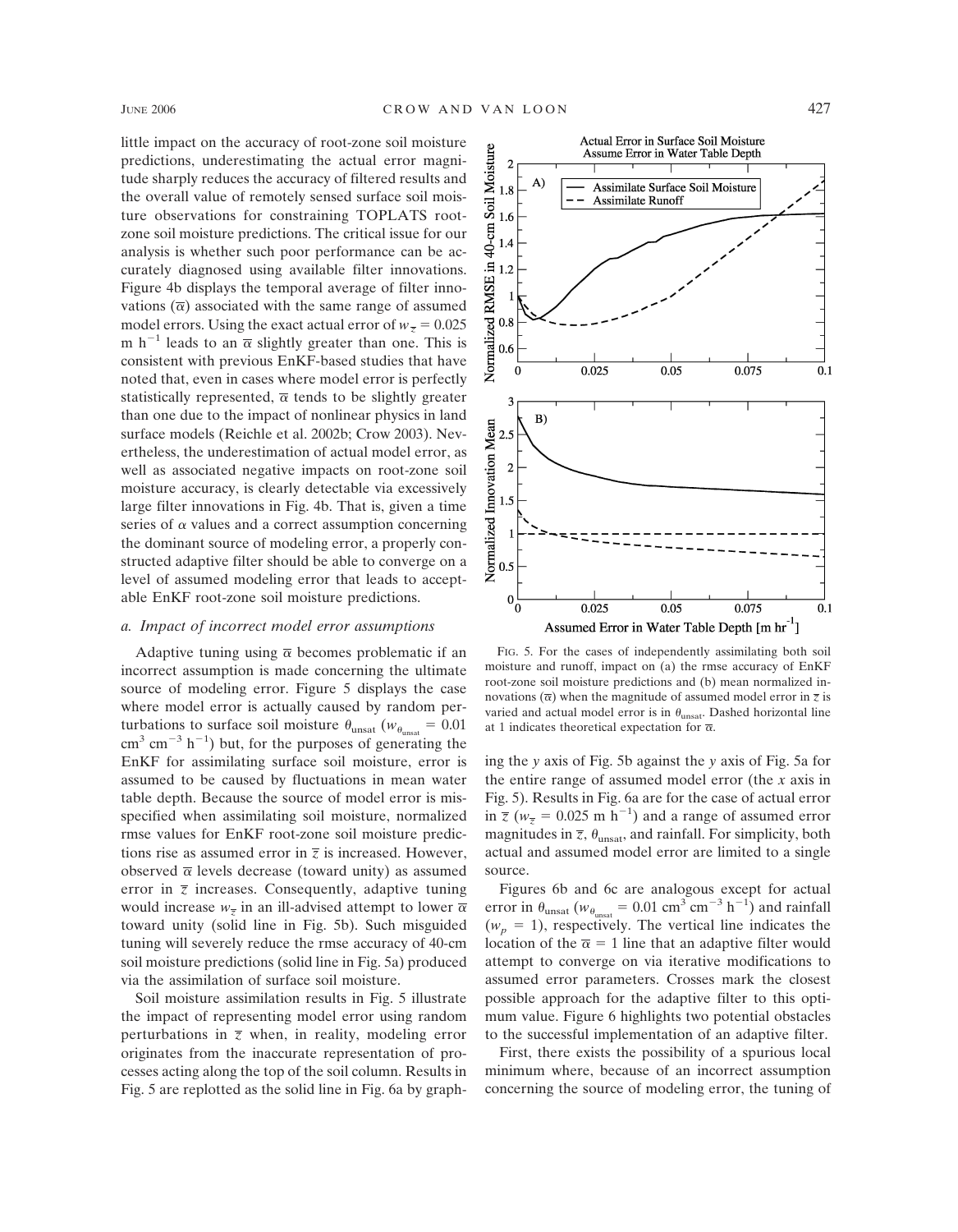little impact on the accuracy of root-zone soil moisture predictions, underestimating the actual error magnitude sharply reduces the accuracy of filtered results and the overall value of remotely sensed surface soil moisture observations for constraining TOPLATS root-zone soil moisture predictions. The critical issue for our analysis is whether such poor performance can be accurately diagnosed using available filter innovations. Figure 4b displays the temporal average of filter innovations ($\overline{\alpha}$) associated with the same range of assumed model errors. Using the exact actual error of $w_{\overline{z}} = 0.025$ m h$^{-1}$ leads to an $\overline{\alpha}$ slightly greater than one. This is consistent with previous EnKF-based studies that have noted that, even in cases where model error is perfectly statistically represented, $\overline{\alpha}$ tends to be slightly greater than one due to the impact of nonlinear physics in land surface models (Reichle et al. 2002b; Crow 2003). Nevertheless, the underestimation of actual model error, as well as associated negative impacts on root-zone soil moisture accuracy, is clearly detectable via excessively large filter innovations in Fig. 4b. That is, given a time series of $\alpha$ values and a correct assumption concerning the dominant source of modeling error, a properly constructed adaptive filter should be able to converge on a level of assumed modeling error that leads to acceptable EnKF root-zone soil moisture predictions.

### *a. Impact of incorrect model error assumptions*

Adaptive tuning using $\overline{\alpha}$ becomes problematic if an incorrect assumption is made concerning the ultimate source of modeling error. Figure 5 displays the case where model error is actually caused by random perturbations to surface soil moisture $\theta_{\text{unsat}}$ ($w_{\theta_{\text{unsat}}} = 0.01$ cm$^3$ cm$^{-3}$ h$^{-1}$) but, for the purposes of generating the EnKF for assimilating surface soil moisture, error is assumed to be caused by fluctuations in mean water table depth. Because the source of model error is misspecified when assimilating soil moisture, normalized rmse values for EnKF root-zone soil moisture predictions rise as assumed error in $\overline{z}$ is increased. However, observed $\overline{\alpha}$ levels decrease (toward unity) as assumed error in $\overline{z}$ increases. Consequently, adaptive tuning would increase $w_{\overline{z}}$ in an ill-advised attempt to lower $\overline{\alpha}$ toward unity (solid line in Fig. 5b). Such misguided tuning will severely reduce the rmse accuracy of 40-cm soil moisture predictions (solid line in Fig. 5a) produced via the assimilation of surface soil moisture.

Soil moisture assimilation results in Fig. 5 illustrate the impact of representing model error using random perturbations in $\overline{z}$ when, in reality, modeling error originates from the inaccurate representation of processes acting along the top of the soil column. Results in Fig. 5 are replotted as the solid line in Fig. 6a by graphing the *y* axis of Fig. 5b against the *y* axis of Fig. 5a for the entire range of assumed model error (the *x* axis in Fig. 5). Results in Fig. 6a are for the case of actual error in $\overline{z}$ ($w_{\overline{z}} = 0.025$ m h$^{-1}$) and a range of assumed error magnitudes in $\overline{z}$, $\theta_{\text{unsat}}$, and rainfall. For simplicity, both actual and assumed model error are limited to a single source.

Figures 6b and 6c are analogous except for actual error in $\theta_{\text{unsat}}$ ($w_{\theta_{\text{unsat}}} = 0.01$ cm$^3$ cm$^{-3}$ h$^{-1}$) and rainfall ($w_p = 1$), respectively. The vertical line indicates the location of the $\overline{\alpha} = 1$ line that an adaptive filter would attempt to converge on via iterative modifications to assumed error parameters. Crosses mark the closest possible approach for the adaptive filter to this optimum value. Figure 6 highlights two potential obstacles to the successful implementation of an adaptive filter.

First, there exists the possibility of a spurious local minimum where, because of an incorrect assumption concerning the source of modeling error, the tuning of

FIG. 5. For the cases of independently assimilating both soil moisture and runoff, impact on (a) the rmse accuracy of EnKF root-zone soil moisture predictions and (b) mean normalized innovations ($\overline{\alpha}$) when the magnitude of assumed model error in $\overline{z}$ is varied and actual model error is in $\theta_{\text{unsat}}$. Dashed horizontal line at 1 indicates theoretical expectation for $\overline{\alpha}$.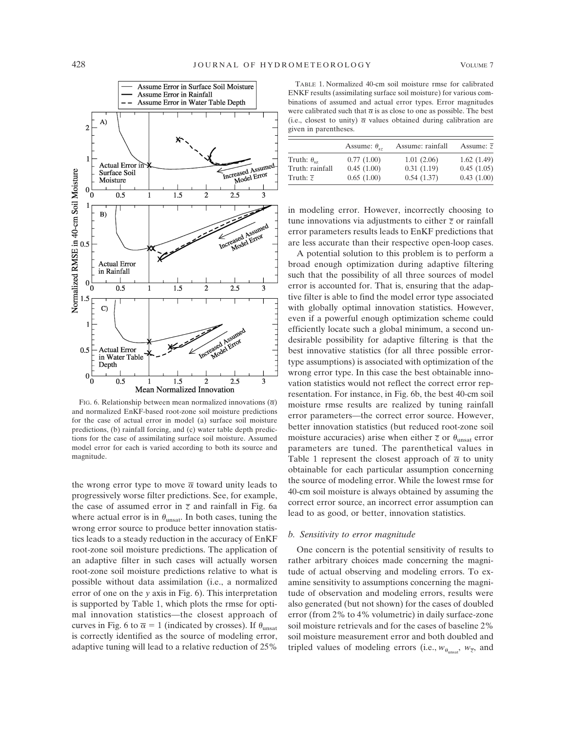FIG. 6. Relationship between mean normalized innovations ($\overline{\alpha}$) and normalized EnKF-based root-zone soil moisture predictions for the case of actual error in model (a) surface soil moisture predictions, (b) rainfall forcing, and (c) water table depth predictions for the case of assimilating surface soil moisture. Assumed model error for each is varied according to both its source and magnitude.

the wrong error type to move $\overline{\alpha}$ toward unity leads to progressively worse filter predictions. See, for example, the case of assumed error in $\overline{z}$ and rainfall in Fig. 6a where actual error is in $\theta_{\text{unsat}}$. In both cases, tuning the wrong error source to produce better innovation statistics leads to a steady reduction in the accuracy of EnKF root-zone soil moisture predictions. The application of an adaptive filter in such cases will actually worsen root-zone soil moisture predictions relative to what is possible without data assimilation (i.e., a normalized error of one on the *y* axis in Fig. 6). This interpretation is supported by Table 1, which plots the rmse for optimal innovation statistics—the closest approach of curves in Fig. 6 to $\overline{\alpha} = 1$ (indicated by crosses). If $\theta_{\text{unsat}}$ is correctly identified as the source of modeling error, adaptive tuning will lead to a relative reduction of 25% in modeling error. However, incorrectly choosing to tune innovations via adjustments to either $\overline{z}$ or rainfall error parameters results leads to EnKF predictions that are less accurate than their respective open-loop cases.

TABLE 1. Normalized 40-cm soil moisture rmse for calibrated ENKF results (assimilating surface soil moisture) for various combinations of assumed and actual error types. Error magnitudes were calibrated such that $\overline{\alpha}$ is as close to one as possible. The best (i.e., closest to unity) $\overline{\alpha}$ values obtained during calibration are given in parentheses.

| | Assume: $\theta_{sz}$ | Assume: rainfall | Assume: $\overline{z}$ |
|---|---|---|---|
| Truth: $\theta_{sz}$ | 0.77 (1.00) | 1.01 (2.06) | 1.62 (1.49) |
| Truth: rainfall | 0.45 (1.00) | 0.31 (1.19) | 0.45 (1.05) |
| Truth: $\overline{z}$ | 0.65 (1.00) | 0.54 (1.37) | 0.43 (1.00) |

A potential solution to this problem is to perform a broad enough optimization during adaptive filtering such that the possibility of all three sources of model error is accounted for. That is, ensuring that the adaptive filter is able to find the model error type associated with globally optimal innovation statistics. However, even if a powerful enough optimization scheme could efficiently locate such a global minimum, a second undesirable possibility for adaptive filtering is that the best innovative statistics (for all three possible error-type assumptions) is associated with optimization of the wrong error type. In this case the best obtainable innovation statistics would not reflect the correct error representation. For instance, in Fig. 6b, the best 40-cm soil moisture rmse results are realized by tuning rainfall error parameters—the correct error source. However, better innovation statistics (but reduced root-zone soil moisture accuracies) arise when either $\overline{z}$ or $\theta_{\text{unsat}}$ error parameters are tuned. The parenthetical values in Table 1 represent the closest approach of $\overline{\alpha}$ to unity obtainable for each particular assumption concerning the source of modeling error. While the lowest rmse for 40-cm soil moisture is always obtained by assuming the correct error source, an incorrect error assumption can lead to as good, or better, innovation statistics.

### *b. Sensitivity to error magnitude*

One concern is the potential sensitivity of results to rather arbitrary choices made concerning the magnitude of actual observing and modeling errors. To examine sensitivity to assumptions concerning the magnitude of observation and modeling errors, results were also generated (but not shown) for the cases of doubled error (from 2% to 4% volumetric) in daily surface-zone soil moisture retrievals and for the cases of baseline 2% soil moisture measurement error and both doubled and tripled values of modeling errors (i.e., $w_{\theta_{\text{unsat}}}$, $w_{\overline{z}}$, and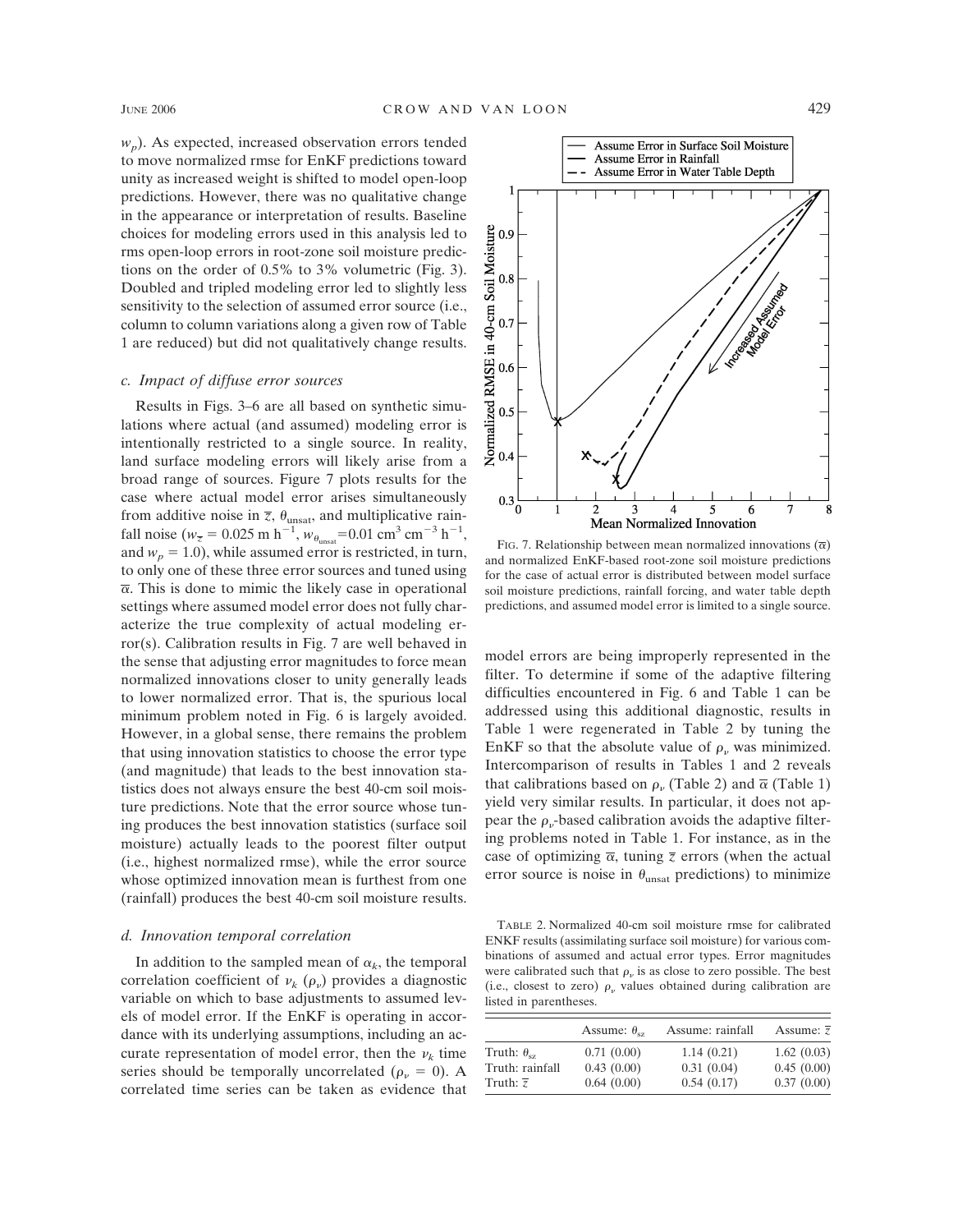$w_p$). As expected, increased observation errors tended to move normalized rmse for EnKF predictions toward unity as increased weight is shifted to model open-loop predictions. However, there was no qualitative change in the appearance or interpretation of results. Baseline choices for modeling errors used in this analysis led to rms open-loop errors in root-zone soil moisture predictions on the order of 0.5% to 3% volumetric (Fig. 3). Doubled and tripled modeling error led to slightly less sensitivity to the selection of assumed error source (i.e., column to column variations along a given row of Table 1 are reduced) but did not qualitatively change results.

### c. Impact of diffuse error sources

Results in Figs. 3–6 are all based on synthetic simulations where actual (and assumed) modeling error is intentionally restricted to a single source. In reality, land surface modeling errors will likely arise from a broad range of sources. Figure 7 plots results for the case where actual model error arises simultaneously from additive noise in $\overline{z}$, $\theta_{\text{unsat}}$, and multiplicative rainfall noise ($w_{\overline{z}} = 0.025$ m h$^{-1}$, $w_{\theta_{\text{unsat}}} = 0.01$ cm$^3$ cm$^{-3}$ h$^{-1}$, and $w_p = 1.0$), while assumed error is restricted, in turn, to only one of these three error sources and tuned using $\overline{\alpha}$. This is done to mimic the likely case in operational settings where assumed model error does not fully characterize the true complexity of actual modeling error(s). Calibration results in Fig. 7 are well behaved in the sense that adjusting error magnitudes to force mean normalized innovations closer to unity generally leads to lower normalized error. That is, the spurious local minimum problem noted in Fig. 6 is largely avoided. However, in a global sense, there remains the problem that using innovation statistics to choose the error type (and magnitude) that leads to the best innovation statistics does not always ensure the best 40-cm soil moisture predictions. Note that the error source whose tuning produces the best innovation statistics (surface soil moisture) actually leads to the poorest filter output (i.e., highest normalized rmse), while the error source whose optimized innovation mean is furthest from one (rainfall) produces the best 40-cm soil moisture results.

FIG. 7. Relationship between mean normalized innovations ($\overline{\alpha}$) and normalized EnKF-based root-zone soil moisture predictions for the case of actual error is distributed between model surface soil moisture predictions, rainfall forcing, and water table depth predictions, and assumed model error is limited to a single source.

### d. Innovation temporal correlation

In addition to the sampled mean of $\alpha_k$, the temporal correlation coefficient of $\nu_k$ ($\rho_\nu$) provides a diagnostic variable on which to base adjustments to assumed levels of model error. If the EnKF is operating in accordance with its underlying assumptions, including an accurate representation of model error, then the $\nu_k$ time series should be temporally uncorrelated ($\rho_\nu = 0$). A correlated time series can be taken as evidence that model errors are being improperly represented in the filter. To determine if some of the adaptive filtering difficulties encountered in Fig. 6 and Table 1 can be addressed using this additional diagnostic, results in Table 1 were regenerated in Table 2 by tuning the EnKF so that the absolute value of $\rho_\nu$ was minimized. Intercomparison of results in Tables 1 and 2 reveals that calibrations based on $\rho_\nu$ (Table 2) and $\overline{\alpha}$ (Table 1) yield very similar results. In particular, it does not appear the $\rho_\nu$-based calibration avoids the adaptive filtering problems noted in Table 1. For instance, as in the case of optimizing $\overline{\alpha}$, tuning $\overline{z}$ errors (when the actual error source is noise in $\theta_{\text{unsat}}$ predictions) to minimize

TABLE 2. Normalized 40-cm soil moisture rmse for calibrated ENKF results (assimilating surface soil moisture) for various combinations of assumed and actual error types. Error magnitudes were calibrated such that $\rho_\nu$ is as close to zero possible. The best (i.e., closest to zero) $\rho_\nu$ values obtained during calibration are listed in parentheses.

| | Assume: $\theta_{sz}$ | Assume: rainfall | Assume: $\overline{z}$ |
|---|---|---|---|
| Truth: $\theta_{sz}$ | 0.71 (0.00) | 1.14 (0.21) | 1.62 (0.03) |
| Truth: rainfall | 0.43 (0.00) | 0.31 (0.04) | 0.45 (0.00) |
| Truth: $\overline{z}$ | 0.64 (0.00) | 0.54 (0.17) | 0.37 (0.00) |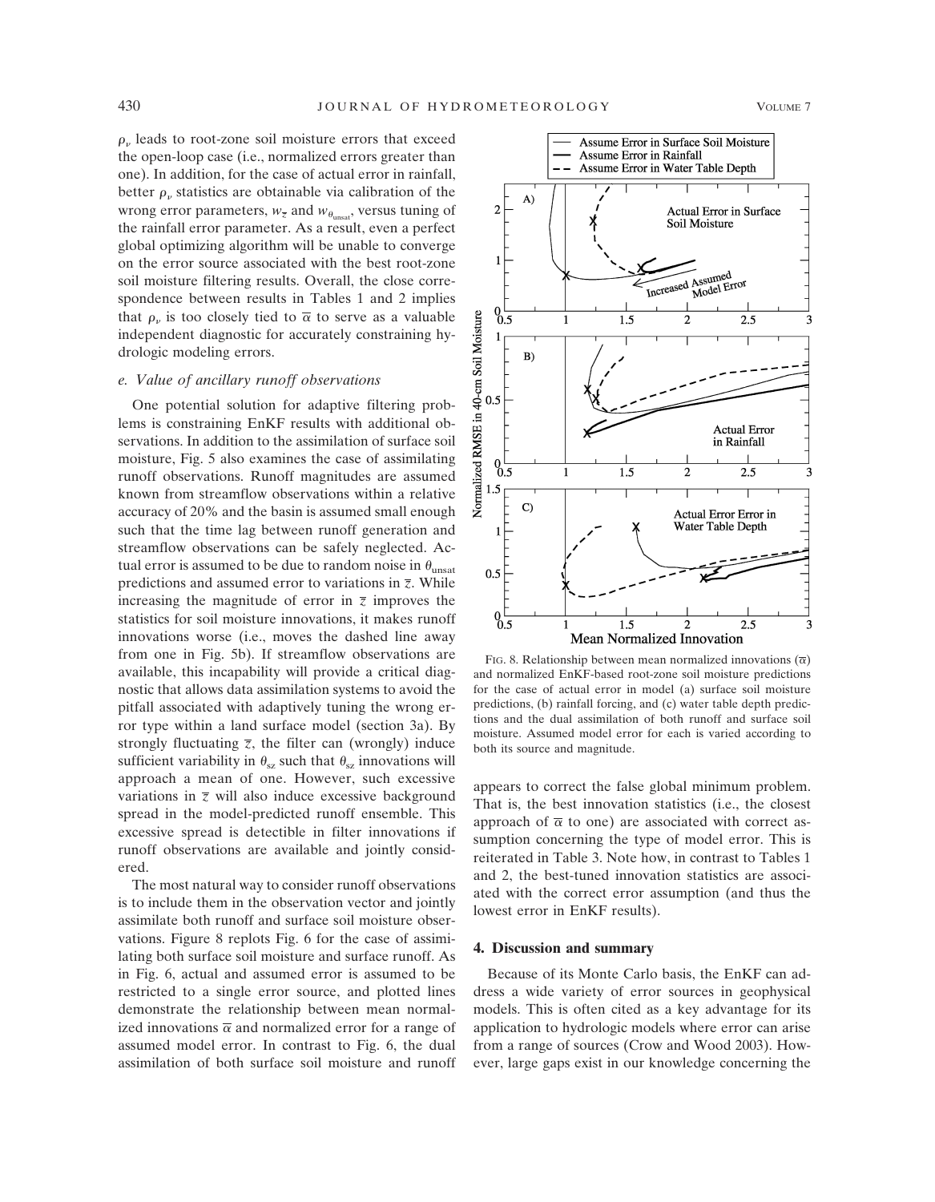$\rho_\nu$ leads to root-zone soil moisture errors that exceed the open-loop case (i.e., normalized errors greater than one). In addition, for the case of actual error in rainfall, better $\rho_\nu$ statistics are obtainable via calibration of the wrong error parameters, $w_{\bar{z}}$ and $w_{\theta_{unsat}}$, versus tuning of the rainfall error parameter. As a result, even a perfect global optimizing algorithm will be unable to converge on the error source associated with the best root-zone soil moisture filtering results. Overall, the close correspondence between results in Tables 1 and 2 implies that $\rho_\nu$ is too closely tied to $\overline{\alpha}$ to serve as a valuable independent diagnostic for accurately constraining hydrologic modeling errors.

### e. Value of ancillary runoff observations

One potential solution for adaptive filtering problems is constraining EnKF results with additional observations. In addition to the assimilation of surface soil moisture, Fig. 5 also examines the case of assimilating runoff observations. Runoff magnitudes are assumed known from streamflow observations within a relative accuracy of 20% and the basin is assumed small enough such that the time lag between runoff generation and streamflow observations can be safely neglected. Actual error is assumed to be due to random noise in $\theta_{unsat}$ predictions and assumed error to variations in $\bar{z}$. While increasing the magnitude of error in $\bar{z}$ improves the statistics for soil moisture innovations, it makes runoff innovations worse (i.e., moves the dashed line away from one in Fig. 5b). If streamflow observations are available, this incapability will provide a critical diagnostic that allows data assimilation systems to avoid the pitfall associated with adaptively tuning the wrong error type within a land surface model (section 3a). By strongly fluctuating $\bar{z}$, the filter can (wrongly) induce sufficient variability in $\theta_{sz}$ such that $\theta_{sz}$ innovations will approach a mean of one. However, such excessive variations in $\bar{z}$ will also induce excessive background spread in the model-predicted runoff ensemble. This excessive spread is detectible in filter innovations if runoff observations are available and jointly considered.

The most natural way to consider runoff observations is to include them in the observation vector and jointly assimilate both runoff and surface soil moisture observations. Figure 8 replots Fig. 6 for the case of assimilating both surface soil moisture and surface runoff. As in Fig. 6, actual and assumed error is assumed to be restricted to a single error source, and plotted lines demonstrate the relationship between mean normalized innovations $\overline{\alpha}$ and normalized error for a range of assumed model error. In contrast to Fig. 6, the dual assimilation of both surface soil moisture and runoff appears to correct the false global minimum problem. That is, the best innovation statistics (i.e., the closest approach of $\overline{\alpha}$ to one) are associated with correct assumption concerning the type of model error. This is reiterated in Table 3. Note how, in contrast to Tables 1 and 2, the best-tuned innovation statistics are associated with the correct error assumption (and thus the lowest error in EnKF results).

FIG. 8. Relationship between mean normalized innovations ($\overline{\alpha}$) and normalized EnKF-based root-zone soil moisture predictions for the case of actual error in model (a) surface soil moisture predictions, (b) rainfall forcing, and (c) water table depth predictions and the dual assimilation of both runoff and surface soil moisture. Assumed model error for each is varied according to both its source and magnitude.

## 4. Discussion and summary

Because of its Monte Carlo basis, the EnKF can address a wide variety of error sources in geophysical models. This is often cited as a key advantage for its application to hydrologic models where error can arise from a range of sources (Crow and Wood 2003). However, large gaps exist in our knowledge concerning the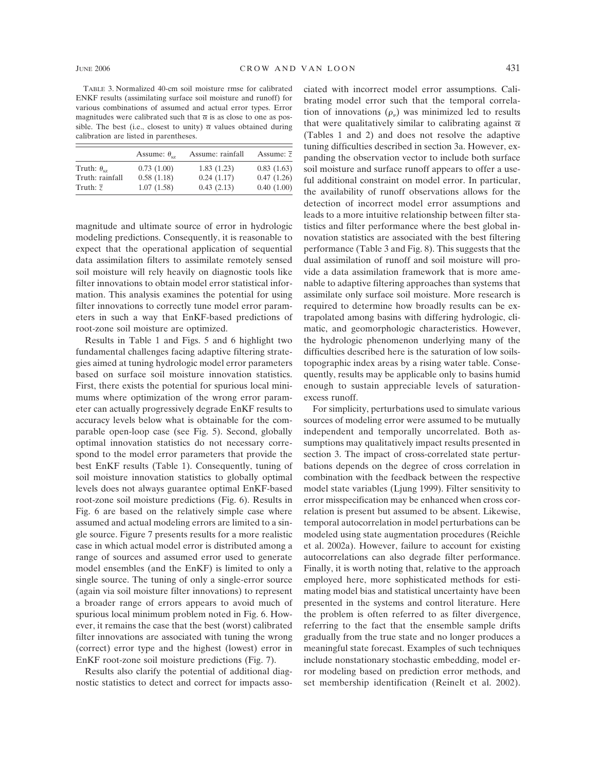TABLE 3. Normalized 40-cm soil moisture rmse for calibrated ENKF results (assimilating surface soil moisture and runoff) for various combinations of assumed and actual error types. Error magnitudes were calibrated such that $\overline{\alpha}$ is as close to one as possible. The best (i.e., closest to unity) $\overline{\alpha}$ values obtained during calibration are listed in parentheses.

| | Assume: $\theta_{sz}$ | Assume: rainfall | Assume: $\overline{z}$ |
|---|---|---|---|
| Truth: $\theta_{sz}$ | 0.73 (1.00) | 1.83 (1.23) | 0.83 (1.63) |
| Truth: rainfall | 0.58 (1.18) | 0.24 (1.17) | 0.47 (1.26) |
| Truth: $\overline{z}$ | 1.07 (1.58) | 0.43 (2.13) | 0.40 (1.00) |

magnitude and ultimate source of error in hydrologic modeling predictions. Consequently, it is reasonable to expect that the operational application of sequential data assimilation filters to assimilate remotely sensed soil moisture will rely heavily on diagnostic tools like filter innovations to obtain model error statistical information. This analysis examines the potential for using filter innovations to correctly tune model error parameters in such a way that EnKF-based predictions of root-zone soil moisture are optimized.

Results in Table 1 and Figs. 5 and 6 highlight two fundamental challenges facing adaptive filtering strategies aimed at tuning hydrologic model error parameters based on surface soil moisture innovation statistics. First, there exists the potential for spurious local minimums where optimization of the wrong error parameter can actually progressively degrade EnKF results to accuracy levels below what is obtainable for the comparable open-loop case (see Fig. 5). Second, globally optimal innovation statistics do not necessary correspond to the model error parameters that provide the best EnKF results (Table 1). Consequently, tuning of soil moisture innovation statistics to globally optimal levels does not always guarantee optimal EnKF-based root-zone soil moisture predictions (Fig. 6). Results in Fig. 6 are based on the relatively simple case where assumed and actual modeling errors are limited to a single source. Figure 7 presents results for a more realistic case in which actual model error is distributed among a range of sources and assumed error used to generate model ensembles (and the EnKF) is limited to only a single source. The tuning of only a single-error source (again via soil moisture filter innovations) to represent a broader range of errors appears to avoid much of spurious local minimum problem noted in Fig. 6. However, it remains the case that the best (worst) calibrated filter innovations are associated with tuning the wrong (correct) error type and the highest (lowest) error in EnKF root-zone soil moisture predictions (Fig. 7).

Results also clarify the potential of additional diagnostic statistics to detect and correct for impacts associated with incorrect model error assumptions. Calibrating model error such that the temporal correlation of innovations ($\rho_v$) was minimized led to results that were qualitatively similar to calibrating against $\overline{\alpha}$ (Tables 1 and 2) and does not resolve the adaptive tuning difficulties described in section 3a. However, expanding the observation vector to include both surface soil moisture and surface runoff appears to offer a useful additional constraint on model error. In particular, the availability of runoff observations allows for the detection of incorrect model error assumptions and leads to a more intuitive relationship between filter statistics and filter performance where the best global innovation statistics are associated with the best filtering performance (Table 3 and Fig. 8). This suggests that the dual assimilation of runoff and soil moisture will provide a data assimilation framework that is more amenable to adaptive filtering approaches than systems that assimilate only surface soil moisture. More research is required to determine how broadly results can be extrapolated among basins with differing hydrologic, climatic, and geomorphologic characteristics. However, the hydrologic phenomenon underlying many of the difficulties described here is the saturation of low soils-topographic index areas by a rising water table. Consequently, results may be applicable only to basins humid enough to sustain appreciable levels of saturation-excess runoff.

For simplicity, perturbations used to simulate various sources of modeling error were assumed to be mutually independent and temporally uncorrelated. Both assumptions may qualitatively impact results presented in section 3. The impact of cross-correlated state perturbations depends on the degree of cross correlation in combination with the feedback between the respective model state variables (Ljung 1999). Filter sensitivity to error misspecification may be enhanced when cross correlation is present but assumed to be absent. Likewise, temporal autocorrelation in model perturbations can be modeled using state augmentation procedures (Reichle et al. 2002a). However, failure to account for existing autocorrelations can also degrade filter performance. Finally, it is worth noting that, relative to the approach employed here, more sophisticated methods for estimating model bias and statistical uncertainty have been presented in the systems and control literature. Here the problem is often referred to as filter divergence, referring to the fact that the ensemble sample drifts gradually from the true state and no longer produces a meaningful state forecast. Examples of such techniques include nonstationary stochastic embedding, model error modeling based on prediction error methods, and set membership identification (Reinelt et al. 2002).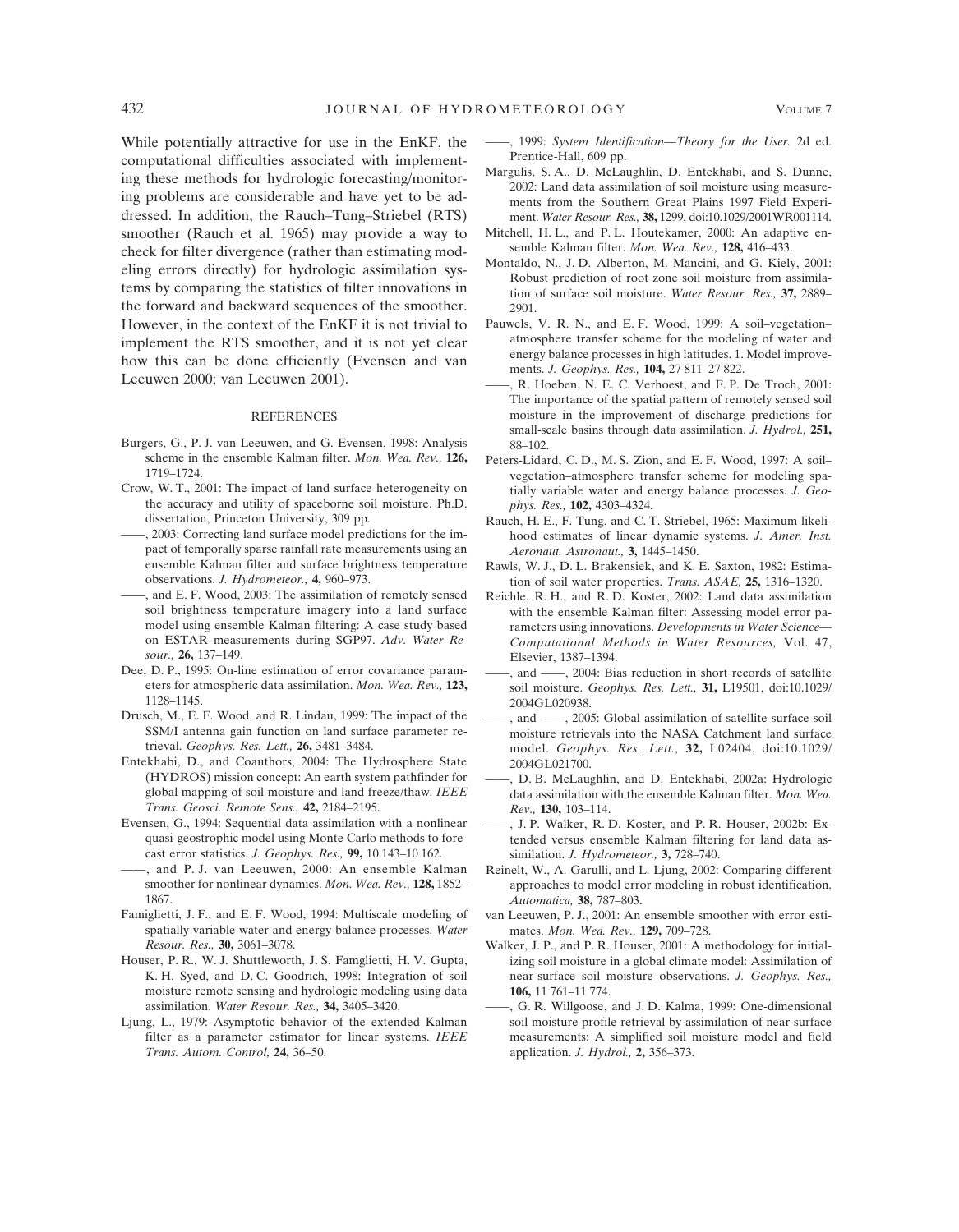While potentially attractive for use in the EnKF, the computational difficulties associated with implementing these methods for hydrologic forecasting/monitoring problems are considerable and have yet to be addressed. In addition, the Rauch–Tung–Striebel (RTS) smoother (Rauch et al. 1965) may provide a way to check for filter divergence (rather than estimating modeling errors directly) for hydrologic assimilation systems by comparing the statistics of filter innovations in the forward and backward sequences of the smoother. However, in the context of the EnKF it is not trivial to implement the RTS smoother, and it is not yet clear how this can be done efficiently (Evensen and van Leeuwen 2000; van Leeuwen 2001).

## REFERENCES

Burgers, G., P. J. van Leeuwen, and G. Evensen, 1998: Analysis scheme in the ensemble Kalman filter. *Mon. Wea. Rev.,* **126,** 1719–1724.

Crow, W. T., 2001: The impact of land surface heterogeneity on the accuracy and utility of spaceborne soil moisture. Ph.D. dissertation, Princeton University, 309 pp.

——, 2003: Correcting land surface model predictions for the impact of temporally sparse rainfall rate measurements using an ensemble Kalman filter and surface brightness temperature observations. *J. Hydrometeor.,* **4,** 960–973.

——, and E. F. Wood, 2003: The assimilation of remotely sensed soil brightness temperature imagery into a land surface model using ensemble Kalman filtering: A case study based on ESTAR measurements during SGP97. *Adv. Water Resour.,* **26,** 137–149.

Dee, D. P., 1995: On-line estimation of error covariance parameters for atmospheric data assimilation. *Mon. Wea. Rev.,* **123,** 1128–1145.

Drusch, M., E. F. Wood, and R. Lindau, 1999: The impact of the SSM/I antenna gain function on land surface parameter retrieval. *Geophys. Res. Lett.,* **26,** 3481–3484.

Entekhabi, D., and Coauthors, 2004: The Hydrosphere State (HYDROS) mission concept: An earth system pathfinder for global mapping of soil moisture and land freeze/thaw. *IEEE Trans. Geosci. Remote Sens.,* **42,** 2184–2195.

Evensen, G., 1994: Sequential data assimilation with a nonlinear quasi-geostrophic model using Monte Carlo methods to forecast error statistics. *J. Geophys. Res.,* **99,** 10 143–10 162.

——, and P. J. van Leeuwen, 2000: An ensemble Kalman smoother for nonlinear dynamics. *Mon. Wea. Rev.,* **128,** 1852–1867.

Famiglietti, J. F., and E. F. Wood, 1994: Multiscale modeling of spatially variable water and energy balance processes. *Water Resour. Res.,* **30,** 3061–3078.

Houser, P. R., W. J. Shuttleworth, J. S. Famglietti, H. V. Gupta, K. H. Syed, and D. C. Goodrich, 1998: Integration of soil moisture remote sensing and hydrologic modeling using data assimilation. *Water Resour. Res.,* **34,** 3405–3420.

Ljung, L., 1979: Asymptotic behavior of the extended Kalman filter as a parameter estimator for linear systems. *IEEE Trans. Autom. Control,* **24,** 36–50.

——, 1999: *System Identification—Theory for the User.* 2d ed. Prentice-Hall, 609 pp.

Margulis, S. A., D. McLaughlin, D. Entekhabi, and S. Dunne, 2002: Land data assimilation of soil moisture using measurements from the Southern Great Plains 1997 Field Experiment. *Water Resour. Res.,* **38,** 1299, doi:10.1029/2001WR001114.

Mitchell, H. L., and P. L. Houtekamer, 2000: An adaptive ensemble Kalman filter. *Mon. Wea. Rev.,* **128,** 416–433.

Montaldo, N., J. D. Alberton, M. Mancini, and G. Kiely, 2001: Robust prediction of root zone soil moisture from assimilation of surface soil moisture. *Water Resour. Res.,* **37,** 2889–2901.

Pauwels, V. R. N., and E. F. Wood, 1999: A soil–vegetation–atmosphere transfer scheme for the modeling of water and energy balance processes in high latitudes. 1. Model improvements. *J. Geophys. Res.,* **104,** 27 811–27 822.

——, R. Hoeben, N. E. C. Verhoest, and F. P. De Troch, 2001: The importance of the spatial pattern of remotely sensed soil moisture in the improvement of discharge predictions for small-scale basins through data assimilation. *J. Hydrol.,* **251,** 88–102.

Peters-Lidard, C. D., M. S. Zion, and E. F. Wood, 1997: A soil–vegetation–atmosphere transfer scheme for modeling spatially variable water and energy balance processes. *J. Geophys. Res.,* **102,** 4303–4324.

Rauch, H. E., F. Tung, and C. T. Striebel, 1965: Maximum likelihood estimates of linear dynamic systems. *J. Amer. Inst. Aeronaut. Astronaut.,* **3,** 1445–1450.

Rawls, W. J., D. L. Brakensiek, and K. E. Saxton, 1982: Estimation of soil water properties. *Trans. ASAE,* **25,** 1316–1320.

Reichle, R. H., and R. D. Koster, 2002: Land data assimilation with the ensemble Kalman filter: Assessing model error parameters using innovations. *Developments in Water Science—Computational Methods in Water Resources,* Vol. 47, Elsevier, 1387–1394.

——, and ——, 2004: Bias reduction in short records of satellite soil moisture. *Geophys. Res. Lett.,* **31,** L19501, doi:10.1029/2004GL020938.

——, and ——, 2005: Global assimilation of satellite surface soil moisture retrievals into the NASA Catchment land surface model. *Geophys. Res. Lett.,* **32,** L02404, doi:10.1029/2004GL021700.

——, D. B. McLaughlin, and D. Entekhabi, 2002a: Hydrologic data assimilation with the ensemble Kalman filter. *Mon. Wea. Rev.,* **130,** 103–114.

——, J. P. Walker, R. D. Koster, and P. R. Houser, 2002b: Extended versus ensemble Kalman filtering for land data assimilation. *J. Hydrometeor.,* **3,** 728–740.

Reinelt, W., A. Garulli, and L. Ljung, 2002: Comparing different approaches to model error modeling in robust identification. *Automatica,* **38,** 787–803.

van Leeuwen, P. J., 2001: An ensemble smoother with error estimates. *Mon. Wea. Rev.,* **129,** 709–728.

Walker, J. P., and P. R. Houser, 2001: A methodology for initializing soil moisture in a global climate model: Assimilation of near-surface soil moisture observations. *J. Geophys. Res.,* **106,** 11 761–11 774.

——, G. R. Willgoose, and J. D. Kalma, 1999: One-dimensional soil moisture profile retrieval by assimilation of near-surface measurements: A simplified soil moisture model and field application. *J. Hydrol.,* **2,** 356–373.